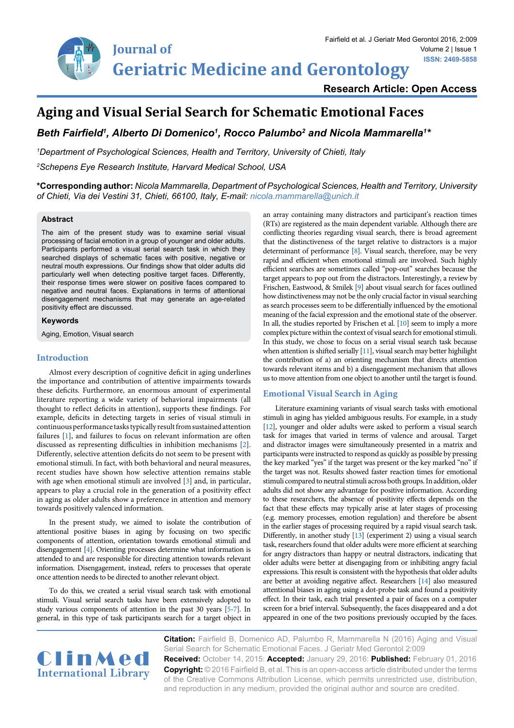# Aging and Visual Serial Search for Schematic Emotional Faces

***Beth Fairfield[1], Alberto Di Domenico[1], Rocco Palumbo[2] and Nicola Mammarella[1]****

[1]*Department of Psychological Sciences, Health and Territory, University of Chieti, Italy*

[2]*Schepens Eye Research Institute, Harvard Medical School, USA*

**\*Corresponding author:** *Nicola Mammarella, Department of Psychological Sciences, Health and Territory, University of Chieti, Via dei Vestini 31, Chieti, 66100, Italy, E-mail: nicola.mammarella@unich.it*

## Abstract

The aim of the present study was to examine serial visual processing of facial emotion in a group of younger and older adults. Participants performed a visual serial search task in which they searched displays of schematic faces with positive, negative or neutral mouth expressions. Our findings show that older adults did particularly well when detecting positive target faces. Differently, their response times were slower on positive faces compared to negative and neutral faces. Explanations in terms of attentional disengagement mechanisms that may generate an age-related positivity effect are discussed.

## Keywords

Aging, Emotion, Visual search

## Introduction

Almost every description of cognitive deficit in aging underlines the importance and contribution of attentive impairments towards these deficits. Furthermore, an enormous amount of experimental literature reporting a wide variety of behavioral impairments (all thought to reflect deficits in attention), supports these findings. For example, deficits in detecting targets in series of visual stimuli in continuous performance tasks typically result from sustained attention failures [1], and failures to focus on relevant information are often discussed as representing difficulties in inhibition mechanisms [2]. Differently, selective attention deficits do not seem to be present with emotional stimuli. In fact, with both behavioral and neural measures, recent studies have shown how selective attention remains stable with age when emotional stimuli are involved [3] and, in particular, appears to play a crucial role in the generation of a positivity effect in aging as older adults show a preference in attention and memory towards positively valenced information.

In the present study, we aimed to isolate the contribution of attentional positive biases in aging by focusing on two specific components of attention, orientation towards emotional stimuli and disengagement [4]. Orienting processes determine what information is attended to and are responsible for directing attention towards relevant information. Disengagement, instead, refers to processes that operate once attention needs to be directed to another relevant object.

To do this, we created a serial visual search task with emotional stimuli. Visual serial search tasks have been extensively adopted to study various components of attention in the past 30 years [5-7]. In general, in this type of task participants search for a target object in an array containing many distractors and participant's reaction times (RTs) are registered as the main dependent variable. Although there are conflicting theories regarding visual search, there is broad agreement that the distinctiveness of the target relative to distractors is a major determinant of performance [8]. Visual search, therefore, may be very rapid and efficient when emotional stimuli are involved. Such highly efficient searches are sometimes called "pop-out" searches because the target appears to pop out from the distractors. Interestingly, a review by Frischen, Eastwood, & Smilek [9] about visual search for faces outlined how distinctiveness may not be the only crucial factor in visual searching as search processes seem to be differentially influenced by the emotional meaning of the facial expression and the emotional state of the observer. In all, the studies reported by Frischen et al. [10] seem to imply a more complex picture within the context of visual search for emotional stimuli. In this study, we chose to focus on a serial visual search task because when attention is shifted serially [11], visual search may better highlight the contribution of a) an orienting mechanism that directs attention towards relevant items and b) a disengagement mechanism that allows us to move attention from one object to another until the target is found.

## Emotional Visual Search in Aging

Literature examining variants of visual search tasks with emotional stimuli in aging has yielded ambiguous results. For example, in a study [12], younger and older adults were asked to perform a visual search task for images that varied in terms of valence and arousal. Target and distractor images were simultaneously presented in a matrix and participants were instructed to respond as quickly as possible by pressing the key marked "yes" if the target was present or the key marked "no" if the target was not. Results showed faster reaction times for emotional stimuli compared to neutral stimuli across both groups. In addition, older adults did not show any advantage for positive information. According to these researchers, the absence of positivity effects depends on the fact that these effects may typically arise at later stages of processing (e.g. memory processes, emotion regulation) and therefore be absent in the earlier stages of processing required by a rapid visual search task. Differently, in another study [13] (experiment 2) using a visual search task, researchers found that older adults were more efficient at searching for angry distractors than happy or neutral distractors, indicating that older adults were better at disengaging from or inhibiting angry facial expressions. This result is consistent with the hypothesis that older adults are better at avoiding negative affect. Researchers [14] also measured attentional biases in aging using a dot-probe task and found a positivity effect. In their task, each trial presented a pair of faces on a computer screen for a brief interval. Subsequently, the faces disappeared and a dot appeared in one of the two positions previously occupied by the faces.

**Citation:** Fairfield B, Domenico AD, Palumbo R, Mammarella N (2016) Aging and Visual Serial Search for Schematic Emotional Faces. J Geriatr Med Gerontol 2:009

**Received:** October 14, 2015: **Accepted:** January 29, 2016: **Published:** February 01, 2016

**Copyright:** © 2016 Fairfield B, et al. This is an open-access article distributed under the terms of the Creative Commons Attribution License, which permits unrestricted use, distribution, and reproduction in any medium, provided the original author and source are credited.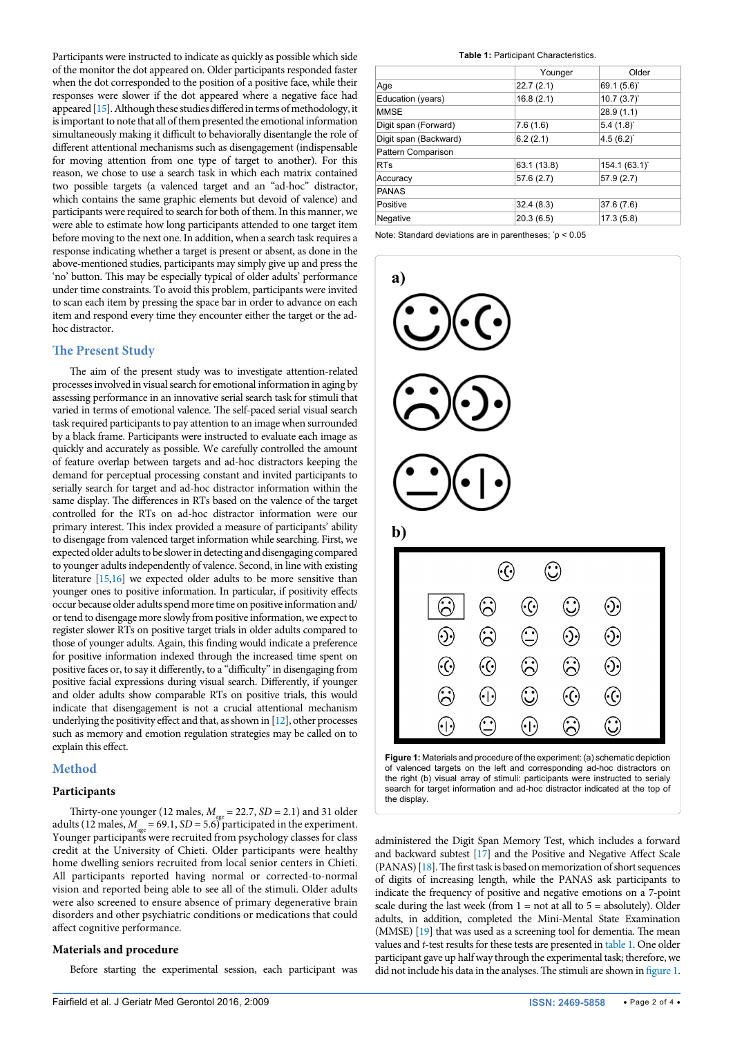Participants were instructed to indicate as quickly as possible which side of the monitor the dot appeared on. Older participants responded faster when the dot corresponded to the position of a positive face, while their responses were slower if the dot appeared where a negative face had appeared [15]. Although these studies differed in terms of methodology, it is important to note that all of them presented the emotional information simultaneously making it difficult to behaviorally disentangle the role of different attentional mechanisms such as disengagement (indispensable for moving attention from one type of target to another). For this reason, we chose to use a search task in which each matrix contained two possible targets (a valenced target and an "ad-hoc" distractor, which contains the same graphic elements but devoid of valence) and participants were required to search for both of them. In this manner, we were able to estimate how long participants attended to one target item before moving to the next one. In addition, when a search task requires a response indicating whether a target is present or absent, as done in the above-mentioned studies, participants may simply give up and press the 'no' button. This may be especially typical of older adults' performance under time constraints. To avoid this problem, participants were invited to scan each item by pressing the space bar in order to advance on each item and respond every time they encounter either the target or the ad-hoc distractor.

## The Present Study

The aim of the present study was to investigate attention-related processes involved in visual search for emotional information in aging by assessing performance in an innovative serial search task for stimuli that varied in terms of emotional valence. The self-paced serial visual search task required participants to pay attention to an image when surrounded by a black frame. Participants were instructed to evaluate each image as quickly and accurately as possible. We carefully controlled the amount of feature overlap between targets and ad-hoc distractors keeping the demand for perceptual processing constant and invited participants to serially search for target and ad-hoc distractor information within the same display. The differences in RTs based on the valence of the target controlled for the RTs on ad-hoc distractor information were our primary interest. This index provided a measure of participants' ability to disengage from valenced target information while searching. First, we expected older adults to be slower in detecting and disengaging compared to younger adults independently of valence. Second, in line with existing literature [15,16] we expected older adults to be more sensitive than younger ones to positive information. In particular, if positivity effects occur because older adults spend more time on positive information and/or tend to disengage more slowly from positive information, we expect to register slower RTs on positive target trials in older adults compared to those of younger adults. Again, this finding would indicate a preference for positive information indexed through the increased time spent on positive faces or, to say it differently, to a "difficulty" in disengaging from positive facial expressions during visual search. Differently, if younger and older adults show comparable RTs on positive trials, this would indicate that disengagement is not a crucial attentional mechanism underlying the positivity effect and that, as shown in [12], other processes such as memory and emotion regulation strategies may be called on to explain this effect.

## Method

### Participants

Thirty-one younger (12 males, $M_{age}$ = 22.7, *SD* = 2.1) and 31 older adults (12 males, $M_{age}$ = 69.1, *SD* = 5.6) participated in the experiment. Younger participants were recruited from psychology classes for class credit at the University of Chieti. Older participants were healthy home dwelling seniors recruited from local senior centers in Chieti. All participants reported having normal or corrected-to-normal vision and reported being able to see all of the stimuli. Older adults were also screened to ensure absence of primary degenerative brain disorders and other psychiatric conditions or medications that could affect cognitive performance.

### Materials and procedure

Before starting the experimental session, each participant was administered the Digit Span Memory Test, which includes a forward and backward subtest [17] and the Positive and Negative Affect Scale (PANAS) [18]. The first task is based on memorization of short sequences of digits of increasing length, while the PANAS ask participants to indicate the frequency of positive and negative emotions on a 7-point scale during the last week (from 1 = not at all to 5 = absolutely). Older adults, in addition, completed the Mini-Mental State Examination (MMSE) [19] that was used as a screening tool for dementia. The mean values and *t*-test results for these tests are presented in table 1. One older participant gave up half way through the experimental task; therefore, we did not include his data in the analyses. The stimuli are shown in figure 1.

**Table 1:** Participant Characteristics.

| | Younger | Older |
|---|---|---|
| Age | 22.7 (2.1) | 69.1 (5.6)* |
| Education (years) | 16.8 (2.1) | 10.7 (3.7)* |
| MMSE | | 28.9 (1.1) |
| Digit span (Forward) | 7.6 (1.6) | 5.4 (1.8)* |
| Digit span (Backward) | 6.2 (2.1) | 4.5 (6.2)* |
| Pattern Comparison | | |
| RTs | 63.1 (13.8) | 154.1 (63.1)* |
| Accuracy | 57.6 (2.7) | 57.9 (2.7) |
| PANAS | | |
| Positive | 32.4 (8.3) | 37.6 (7.6) |
| Negative | 20.3 (6.5) | 17.3 (5.8) |

Note: Standard deviations are in parentheses; *p < 0.05

**Figure 1:** Materials and procedure of the experiment: (a) schematic depiction of valenced targets on the left and corresponding ad-hoc distractors on the right (b) visual array of stimuli: participants were instructed to serially search for target information and ad-hoc distractor indicated at the top of the display.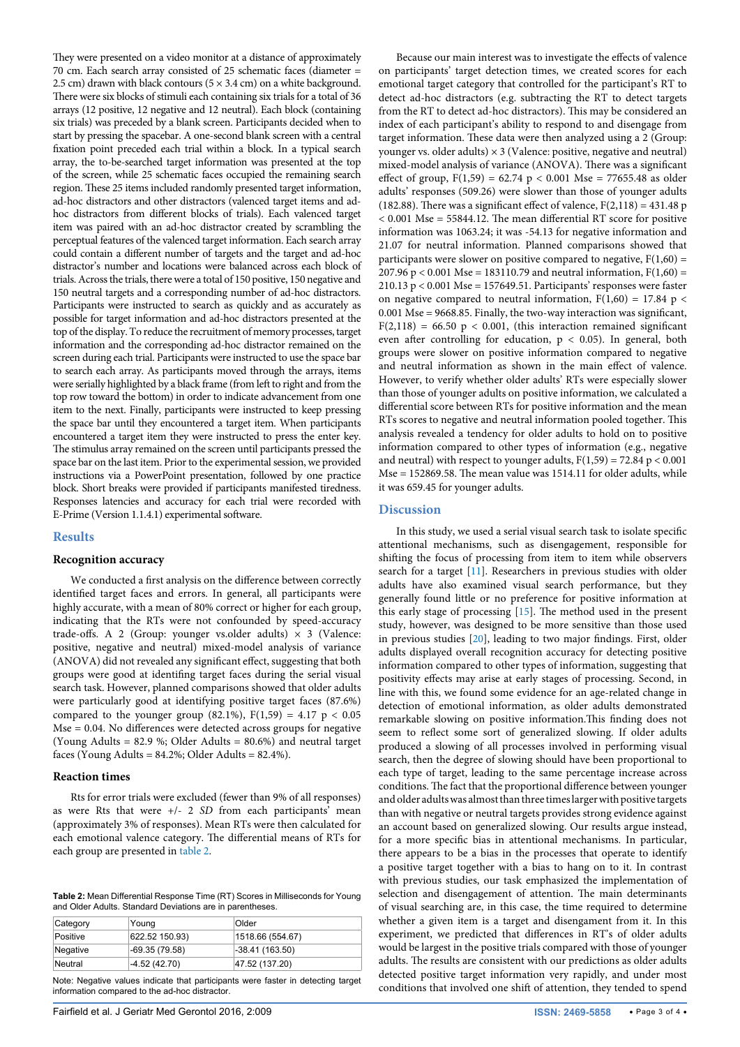They were presented on a video monitor at a distance of approximately 70 cm. Each search array consisted of 25 schematic faces (diameter = 2.5 cm) drawn with black contours (5 × 3.4 cm) on a white background. There were six blocks of stimuli each containing six trials for a total of 36 arrays (12 positive, 12 negative and 12 neutral). Each block (containing six trials) was preceded by a blank screen. Participants decided when to start by pressing the spacebar. A one-second blank screen with a central fixation point preceded each trial within a block. In a typical search array, the to-be-searched target information was presented at the top of the screen, while 25 schematic faces occupied the remaining search region. These 25 items included randomly presented target information, ad-hoc distractors and other distractors (valenced target items and ad-hoc distractors from different blocks of trials). Each valenced target item was paired with an ad-hoc distractor created by scrambling the perceptual features of the valenced target information. Each search array could contain a different number of targets and the target and ad-hoc distractor's number and locations were balanced across each block of trials. Across the trials, there were a total of 150 positive, 150 negative and 150 neutral targets and a corresponding number of ad-hoc distractors. Participants were instructed to search as quickly and as accurately as possible for target information and ad-hoc distractors presented at the top of the display. To reduce the recruitment of memory processes, target information and the corresponding ad-hoc distractor remained on the screen during each trial. Participants were instructed to use the space bar to search each array. As participants moved through the arrays, items were serially highlighted by a black frame (from left to right and from the top row toward the bottom) in order to indicate advancement from one item to the next. Finally, participants were instructed to keep pressing the space bar until they encountered a target item. When participants encountered a target item they were instructed to press the enter key. The stimulus array remained on the screen until participants pressed the space bar on the last item. Prior to the experimental session, we provided instructions via a PowerPoint presentation, followed by one practice block. Short breaks were provided if participants manifested tiredness. Responses latencies and accuracy for each trial were recorded with E-Prime (Version 1.1.4.1) experimental software.

## Results

### Recognition accuracy

We conducted a first analysis on the difference between correctly identified target faces and errors. In general, all participants were highly accurate, with a mean of 80% correct or higher for each group, indicating that the RTs were not confounded by speed-accuracy trade-offs. A 2 (Group: younger vs.older adults) × 3 (Valence: positive, negative and neutral) mixed-model analysis of variance (ANOVA) did not revealed any significant effect, suggesting that both groups were good at identifing target faces during the serial visual search task. However, planned comparisons showed that older adults were particularly good at identifying positive target faces (87.6%) compared to the younger group (82.1%), $F(1,59) = 4.17$ $p < 0.05$ Mse = 0.04. No differences were detected across groups for negative (Young Adults = 82.9 %; Older Adults = 80.6%) and neutral target faces (Young Adults = 84.2%; Older Adults = 82.4%).

### Reaction times

Rts for error trials were excluded (fewer than 9% of all responses) as were Rts that were +/- 2 *SD* from each participants' mean (approximately 3% of responses). Mean RTs were then calculated for each emotional valence category. The differential means of RTs for each group are presented in table 2.

**Table 2:** Mean Differential Response Time (RT) Scores in Milliseconds for Young and Older Adults. Standard Deviations are in parentheses.

| Category | Young | Older |
|---|---|---|
| Positive | 622.52 150.93) | 1518.66 (554.67) |
| Negative | -69.35 (79.58) | -38.41 (163.50) |
| Neutral | -4.52 (42.70) | 47.52 (137.20) |

Note: Negative values indicate that participants were faster in detecting target information compared to the ad-hoc distractor.

Because our main interest was to investigate the effects of valence on participants' target detection times, we created scores for each emotional target category that controlled for the participant's RT to detect ad-hoc distractors (e.g. subtracting the RT to detect targets from the RT to detect ad-hoc distractors). This may be considered an index of each participant's ability to respond to and disengage from target information. These data were then analyzed using a 2 (Group: younger vs. older adults) × 3 (Valence: positive, negative and neutral) mixed-model analysis of variance (ANOVA). There was a significant effect of group, $F(1,59) = 62.74$ $p < 0.001$ Mse = 77655.48 as older adults' responses (509.26) were slower than those of younger adults (182.88). There was a significant effect of valence, $F(2,118) = 431.48$ $p < 0.001$ Mse = 55844.12. The mean differential RT score for positive information was 1063.24; it was -54.13 for negative information and 21.07 for neutral information. Planned comparisons showed that participants were slower on positive compared to negative, $F(1,60) = 207.96$ $p < 0.001$ Mse = 183110.79 and neutral information, $F(1,60) = 210.13$ $p < 0.001$ Mse = 157649.51. Participants' responses were faster on negative compared to neutral information, $F(1,60) = 17.84$ $p < 0.001$ Mse = 9668.85. Finally, the two-way interaction was significant, $F(2,118) = 66.50$ $p < 0.001$, (this interaction remained significant even after controlling for education, $p < 0.05$). In general, both groups were slower on positive information compared to negative and neutral information as shown in the main effect of valence. However, to verify whether older adults' RTs were especially slower than those of younger adults on positive information, we calculated a differential score between RTs for positive information and the mean RTs scores to negative and neutral information pooled together. This analysis revealed a tendency for older adults to hold on to positive information compared to other types of information (e.g., negative and neutral) with respect to younger adults, $F(1,59) = 72.84$ $p < 0.001$ Mse = 152869.58. The mean value was 1514.11 for older adults, while it was 659.45 for younger adults.

## Discussion

In this study, we used a serial visual search task to isolate specific attentional mechanisms, such as disengagement, responsible for shifting the focus of processing from item to item while observers search for a target [11]. Researchers in previous studies with older adults have also examined visual search performance, but they generally found little or no preference for positive information at this early stage of processing [15]. The method used in the present study, however, was designed to be more sensitive than those used in previous studies [20], leading to two major findings. First, older adults displayed overall recognition accuracy for detecting positive information compared to other types of information, suggesting that positivity effects may arise at early stages of processing. Second, in line with this, we found some evidence for an age-related change in detection of emotional information, as older adults demonstrated remarkable slowing on positive information.This finding does not seem to reflect some sort of generalized slowing. If older adults produced a slowing of all processes involved in performing visual search, then the degree of slowing should have been proportional to each type of target, leading to the same percentage increase across conditions. The fact that the proportional difference between younger and older adults was almost than three times larger with positive targets than with negative or neutral targets provides strong evidence against an account based on generalized slowing. Our results argue instead, for a more specific bias in attentional mechanisms. In particular, there appears to be a bias in the processes that operate to identify a positive target together with a bias to hang on to it. In contrast with previous studies, our task emphasized the implementation of selection and disengagement of attention. The main determinants of visual searching are, in this case, the time required to determine whether a given item is a target and disengagement from it. In this experiment, we predicted that differences in RT's of older adults would be largest in the positive trials compared with those of younger adults. The results are consistent with our predictions as older adults detected positive target information very rapidly, and under most conditions that involved one shift of attention, they tended to spend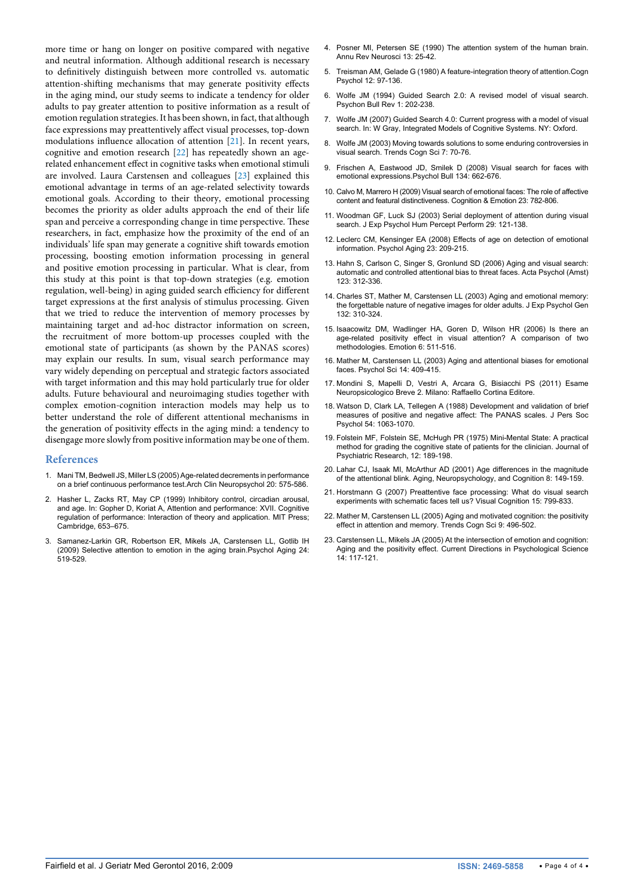more time or hang on longer on positive compared with negative and neutral information. Although additional research is necessary to definitively distinguish between more controlled vs. automatic attention-shifting mechanisms that may generate positivity effects in the aging mind, our study seems to indicate a tendency for older adults to pay greater attention to positive information as a result of emotion regulation strategies. It has been shown, in fact, that although face expressions may preattentively affect visual processes, top-down modulations influence allocation of attention [21]. In recent years, cognitive and emotion research [22] has repeatedly shown an age-related enhancement effect in cognitive tasks when emotional stimuli are involved. Laura Carstensen and colleagues [23] explained this emotional advantage in terms of an age-related selectivity towards emotional goals. According to their theory, emotional processing becomes the priority as older adults approach the end of their life span and perceive a corresponding change in time perspective. These researchers, in fact, emphasize how the proximity of the end of an individuals' life span may generate a cognitive shift towards emotion processing, boosting emotion information processing in general and positive emotion processing in particular. What is clear, from this study at this point is that top-down strategies (e.g. emotion regulation, well-being) in aging guided search efficiency for different target expressions at the first analysis of stimulus processing. Given that we tried to reduce the intervention of memory processes by maintaining target and ad-hoc distractor information on screen, the recruitment of more bottom-up processes coupled with the emotional state of participants (as shown by the PANAS scores) may explain our results. In sum, visual search performance may vary widely depending on perceptual and strategic factors associated with target information and this may hold particularly true for older adults. Future behavioural and neuroimaging studies together with complex emotion-cognition interaction models may help us to better understand the role of different attentional mechanisms in the generation of positivity effects in the aging mind: a tendency to disengage more slowly from positive information may be one of them.

## References

1. Mani TM, Bedwell JS, Miller LS (2005) Age-related decrements in performance on a brief continuous performance test.Arch Clin Neuropsychol 20: 575-586.
2. Hasher L, Zacks RT, May CP (1999) Inhibitory control, circadian arousal, and age. In: Gopher D, Koriat A, Attention and performance: XVII. Cognitive regulation of performance: Interaction of theory and application. MIT Press; Cambridge, 653–675.
3. Samanez-Larkin GR, Robertson ER, Mikels JA, Carstensen LL, Gotlib IH (2009) Selective attention to emotion in the aging brain.Psychol Aging 24: 519-529.
4. Posner MI, Petersen SE (1990) The attention system of the human brain. Annu Rev Neurosci 13: 25-42.
5. Treisman AM, Gelade G (1980) A feature-integration theory of attention.Cogn Psychol 12: 97-136.
6. Wolfe JM (1994) Guided Search 2.0: A revised model of visual search. Psychon Bull Rev 1: 202-238.
7. Wolfe JM (2007) Guided Search 4.0: Current progress with a model of visual search. In: W Gray, Integrated Models of Cognitive Systems. NY: Oxford.
8. Wolfe JM (2003) Moving towards solutions to some enduring controversies in visual search. Trends Cogn Sci 7: 70-76.
9. Frischen A, Eastwood JD, Smilek D (2008) Visual search for faces with emotional expressions.Psychol Bull 134: 662-676.
10. Calvo M, Marrero H (2009) Visual search of emotional faces: The role of affective content and featural distinctiveness. Cognition & Emotion 23: 782-806.
11. Woodman GF, Luck SJ (2003) Serial deployment of attention during visual search. J Exp Psychol Hum Percept Perform 29: 121-138.
12. Leclerc CM, Kensinger EA (2008) Effects of age on detection of emotional information. Psychol Aging 23: 209-215.
13. Hahn S, Carlson C, Singer S, Gronlund SD (2006) Aging and visual search: automatic and controlled attentional bias to threat faces. Acta Psychol (Amst) 123: 312-336.
14. Charles ST, Mather M, Carstensen LL (2003) Aging and emotional memory: the forgettable nature of negative images for older adults. J Exp Psychol Gen 132: 310-324.
15. Isaacowitz DM, Wadlinger HA, Goren D, Wilson HR (2006) Is there an age-related positivity effect in visual attention? A comparison of two methodologies. Emotion 6: 511-516.
16. Mather M, Carstensen LL (2003) Aging and attentional biases for emotional faces. Psychol Sci 14: 409-415.
17. Mondini S, Mapelli D, Vestri A, Arcara G, Bisiacchi PS (2011) Esame Neuropsicologico Breve 2. Milano: Raffaello Cortina Editore.
18. Watson D, Clark LA, Tellegen A (1988) Development and validation of brief measures of positive and negative affect: The PANAS scales. J Pers Soc Psychol 54: 1063-1070.
19. Folstein MF, Folstein SE, McHugh PR (1975) Mini-Mental State: A practical method for grading the cognitive state of patients for the clinician. Journal of Psychiatric Research, 12: 189-198.
20. Lahar CJ, Isaak MI, McArthur AD (2001) Age differences in the magnitude of the attentional blink. Aging, Neuropsychology, and Cognition 8: 149-159.
21. Horstmann G (2007) Preattentive face processing: What do visual search experiments with schematic faces tell us? Visual Cognition 15: 799-833.
22. Mather M, Carstensen LL (2005) Aging and motivated cognition: the positivity effect in attention and memory. Trends Cogn Sci 9: 496-502.
23. Carstensen LL, Mikels JA (2005) At the intersection of emotion and cognition: Aging and the positivity effect. Current Directions in Psychological Science 14: 117-121.